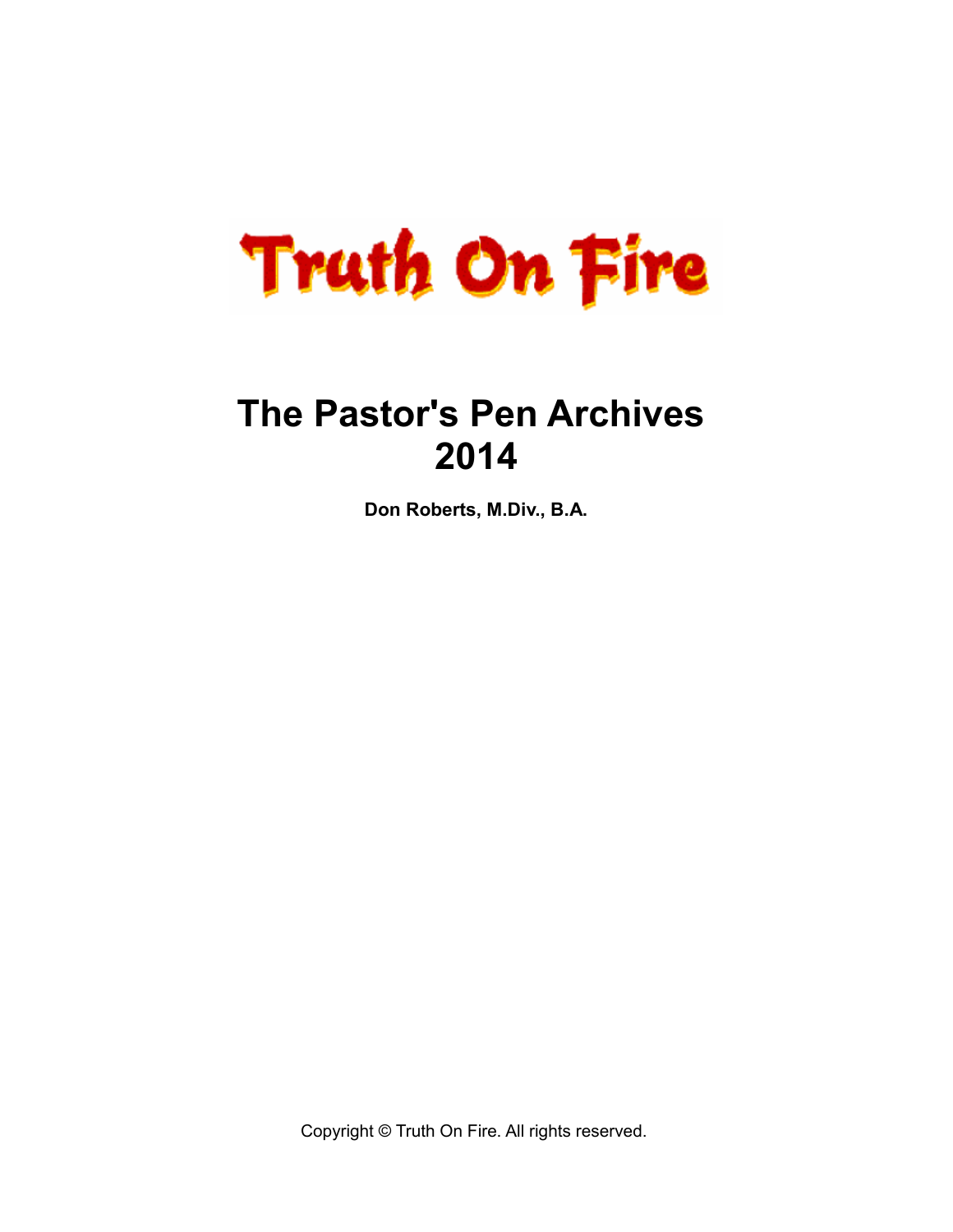Truth On Fire

# The Pastor's Pen Archives 2014

**Don Roberts, M.Div., B.A.**

Copyright © Truth On Fire. All rights reserved.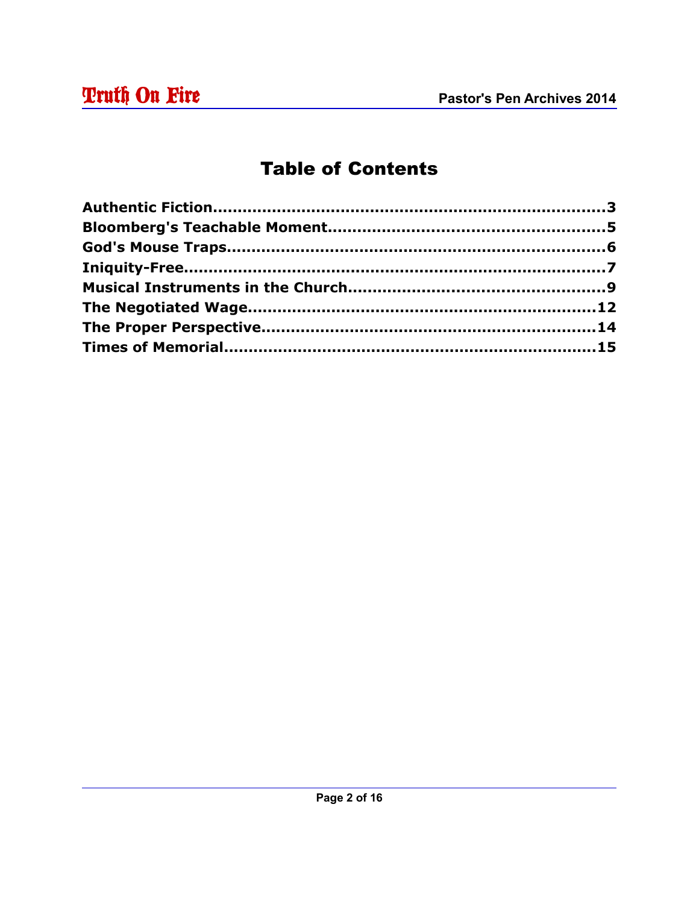# Table of Contents

**Authentic Fiction**......................................................................**3**
**Bloomberg's Teachable Moment**.............................................**5**
**God's Mouse Traps**...................................................................**6**
**Iniquity-Free**..............................................................................**7**
**Musical Instruments in the Church**.......................................**9**
**The Negotiated Wage**..............................................................**12**
**The Proper Perspective**............................................................**14**
**Times of Memorial**....................................................................**15**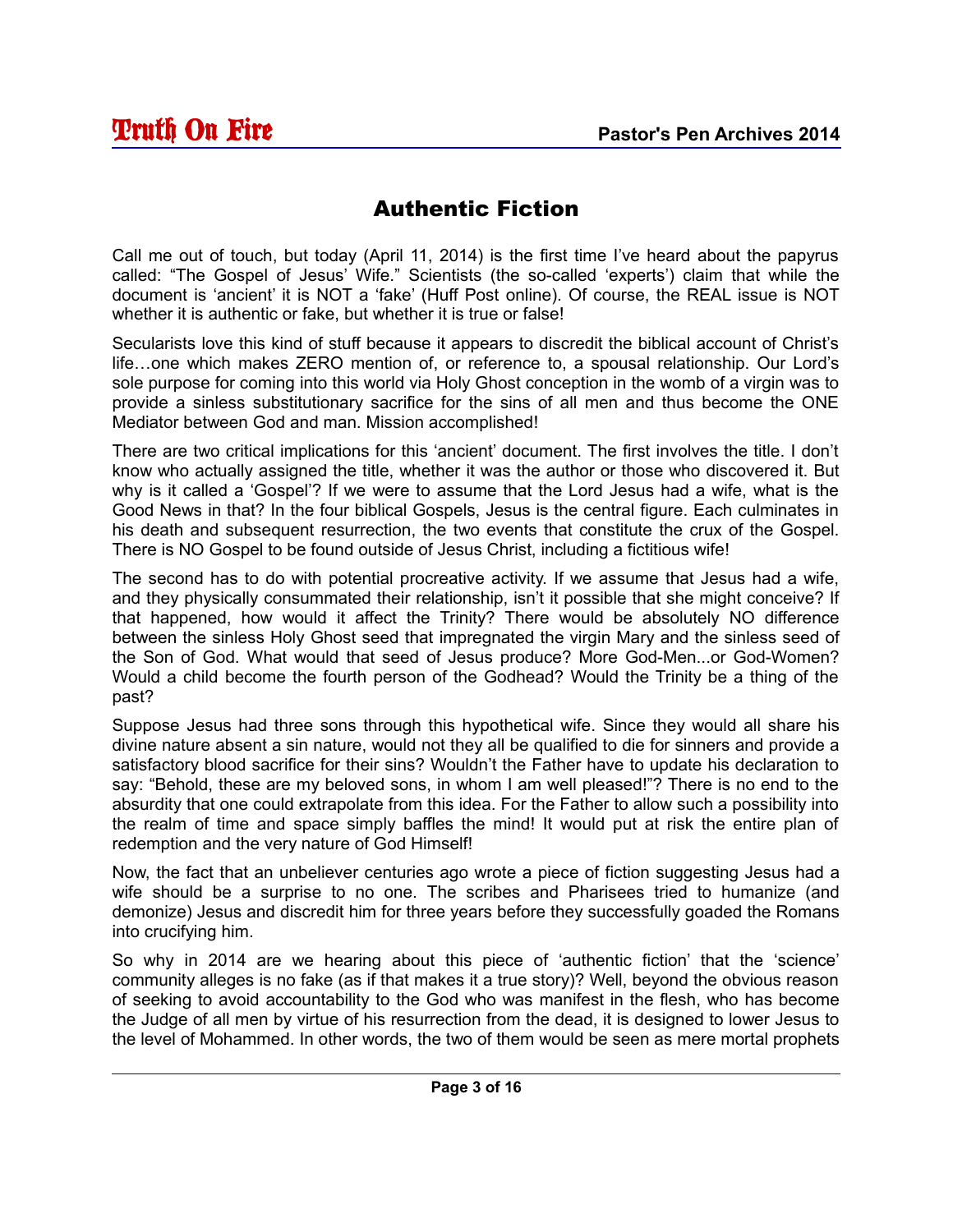# Authentic Fiction

Call me out of touch, but today (April 11, 2014) is the first time I've heard about the papyrus called: "The Gospel of Jesus' Wife." Scientists (the so-called 'experts') claim that while the document is 'ancient' it is NOT a 'fake' (Huff Post online). Of course, the REAL issue is NOT whether it is authentic or fake, but whether it is true or false!

Secularists love this kind of stuff because it appears to discredit the biblical account of Christ's life…one which makes ZERO mention of, or reference to, a spousal relationship. Our Lord's sole purpose for coming into this world via Holy Ghost conception in the womb of a virgin was to provide a sinless substitutionary sacrifice for the sins of all men and thus become the ONE Mediator between God and man. Mission accomplished!

There are two critical implications for this 'ancient' document. The first involves the title. I don't know who actually assigned the title, whether it was the author or those who discovered it. But why is it called a 'Gospel'? If we were to assume that the Lord Jesus had a wife, what is the Good News in that? In the four biblical Gospels, Jesus is the central figure. Each culminates in his death and subsequent resurrection, the two events that constitute the crux of the Gospel. There is NO Gospel to be found outside of Jesus Christ, including a fictitious wife!

The second has to do with potential procreative activity. If we assume that Jesus had a wife, and they physically consummated their relationship, isn't it possible that she might conceive? If that happened, how would it affect the Trinity? There would be absolutely NO difference between the sinless Holy Ghost seed that impregnated the virgin Mary and the sinless seed of the Son of God. What would that seed of Jesus produce? More God-Men...or God-Women? Would a child become the fourth person of the Godhead? Would the Trinity be a thing of the past?

Suppose Jesus had three sons through this hypothetical wife. Since they would all share his divine nature absent a sin nature, would not they all be qualified to die for sinners and provide a satisfactory blood sacrifice for their sins? Wouldn't the Father have to update his declaration to say: "Behold, these are my beloved sons, in whom I am well pleased!"? There is no end to the absurdity that one could extrapolate from this idea. For the Father to allow such a possibility into the realm of time and space simply baffles the mind! It would put at risk the entire plan of redemption and the very nature of God Himself!

Now, the fact that an unbeliever centuries ago wrote a piece of fiction suggesting Jesus had a wife should be a surprise to no one. The scribes and Pharisees tried to humanize (and demonize) Jesus and discredit him for three years before they successfully goaded the Romans into crucifying him.

So why in 2014 are we hearing about this piece of 'authentic fiction' that the 'science' community alleges is no fake (as if that makes it a true story)? Well, beyond the obvious reason of seeking to avoid accountability to the God who was manifest in the flesh, who has become the Judge of all men by virtue of his resurrection from the dead, it is designed to lower Jesus to the level of Mohammed. In other words, the two of them would be seen as mere mortal prophets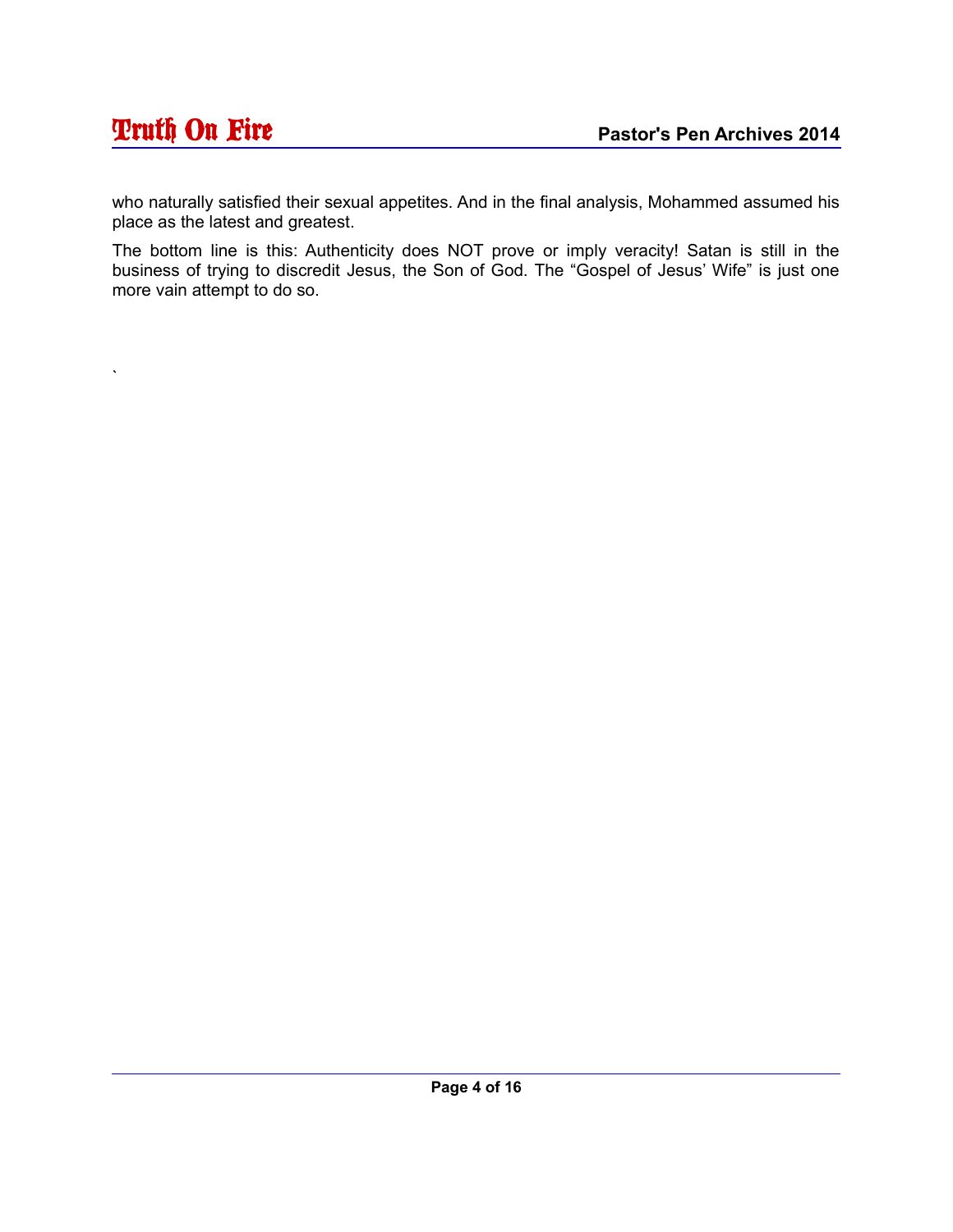who naturally satisfied their sexual appetites. And in the final analysis, Mohammed assumed his place as the latest and greatest.

The bottom line is this: Authenticity does NOT prove or imply veracity! Satan is still in the business of trying to discredit Jesus, the Son of God. The "Gospel of Jesus' Wife" is just one more vain attempt to do so.

`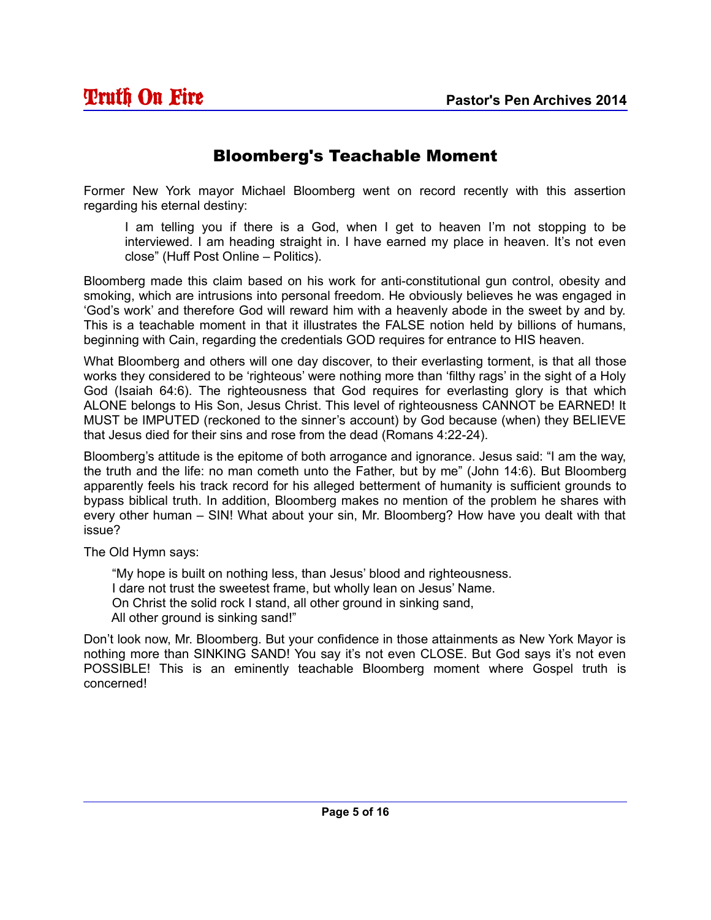# Bloomberg's Teachable Moment

Former New York mayor Michael Bloomberg went on record recently with this assertion regarding his eternal destiny:

> I am telling you if there is a God, when I get to heaven I'm not stopping to be interviewed. I am heading straight in. I have earned my place in heaven. It's not even close" (Huff Post Online – Politics).

Bloomberg made this claim based on his work for anti-constitutional gun control, obesity and smoking, which are intrusions into personal freedom. He obviously believes he was engaged in 'God's work' and therefore God will reward him with a heavenly abode in the sweet by and by. This is a teachable moment in that it illustrates the FALSE notion held by billions of humans, beginning with Cain, regarding the credentials GOD requires for entrance to HIS heaven.

What Bloomberg and others will one day discover, to their everlasting torment, is that all those works they considered to be 'righteous' were nothing more than 'filthy rags' in the sight of a Holy God (Isaiah 64:6). The righteousness that God requires for everlasting glory is that which ALONE belongs to His Son, Jesus Christ. This level of righteousness CANNOT be EARNED! It MUST be IMPUTED (reckoned to the sinner's account) by God because (when) they BELIEVE that Jesus died for their sins and rose from the dead (Romans 4:22-24).

Bloomberg's attitude is the epitome of both arrogance and ignorance. Jesus said: "I am the way, the truth and the life: no man cometh unto the Father, but by me" (John 14:6). But Bloomberg apparently feels his track record for his alleged betterment of humanity is sufficient grounds to bypass biblical truth. In addition, Bloomberg makes no mention of the problem he shares with every other human – SIN! What about your sin, Mr. Bloomberg? How have you dealt with that issue?

The Old Hymn says:

> "My hope is built on nothing less, than Jesus' blood and righteousness.
> I dare not trust the sweetest frame, but wholly lean on Jesus' Name.
> On Christ the solid rock I stand, all other ground in sinking sand,
> All other ground is sinking sand!"

Don't look now, Mr. Bloomberg. But your confidence in those attainments as New York Mayor is nothing more than SINKING SAND! You say it's not even CLOSE. But God says it's not even POSSIBLE! This is an eminently teachable Bloomberg moment where Gospel truth is concerned!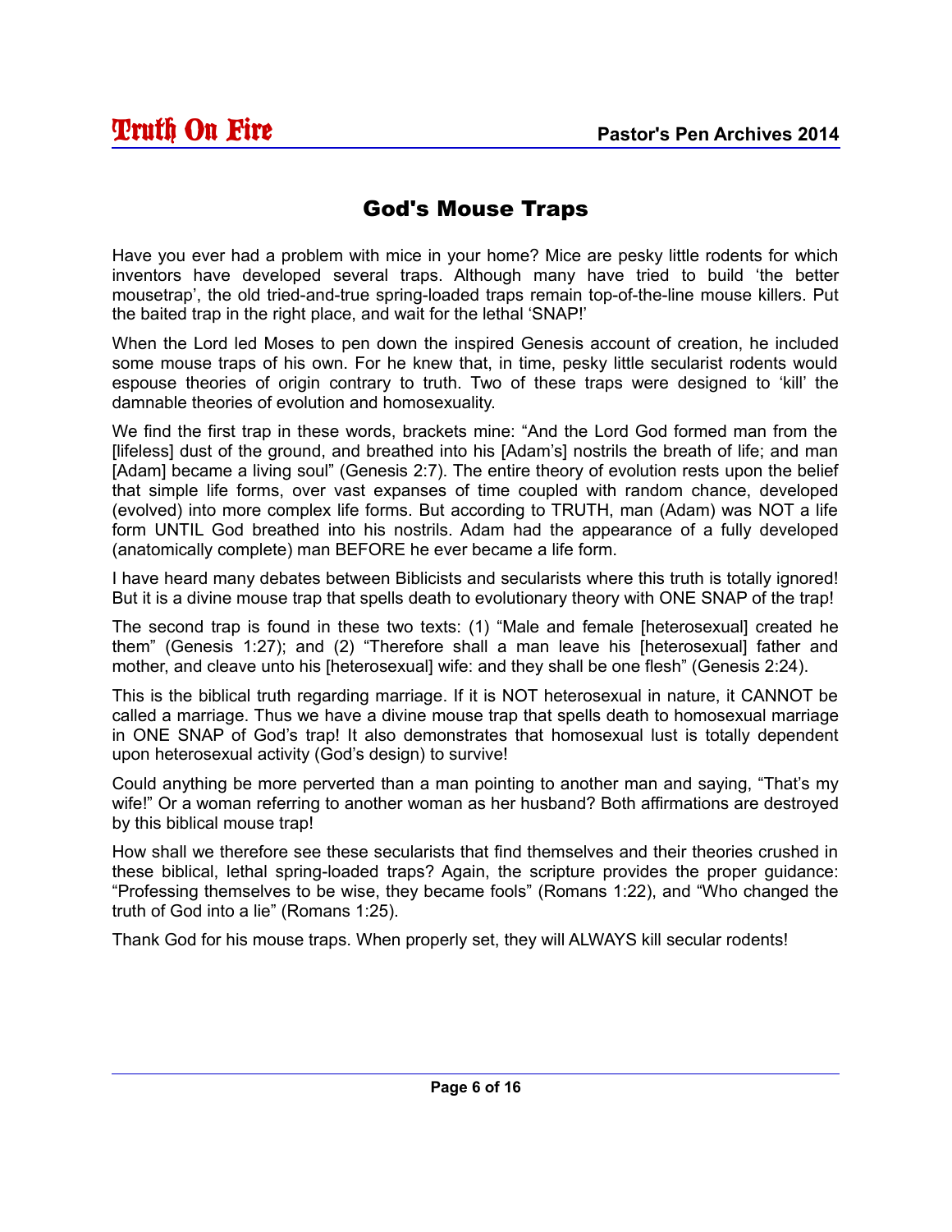# God's Mouse Traps

Have you ever had a problem with mice in your home? Mice are pesky little rodents for which inventors have developed several traps. Although many have tried to build 'the better mousetrap', the old tried-and-true spring-loaded traps remain top-of-the-line mouse killers. Put the baited trap in the right place, and wait for the lethal 'SNAP!'

When the Lord led Moses to pen down the inspired Genesis account of creation, he included some mouse traps of his own. For he knew that, in time, pesky little secularist rodents would espouse theories of origin contrary to truth. Two of these traps were designed to 'kill' the damnable theories of evolution and homosexuality.

We find the first trap in these words, brackets mine: "And the Lord God formed man from the [lifeless] dust of the ground, and breathed into his [Adam's] nostrils the breath of life; and man [Adam] became a living soul" (Genesis 2:7). The entire theory of evolution rests upon the belief that simple life forms, over vast expanses of time coupled with random chance, developed (evolved) into more complex life forms. But according to TRUTH, man (Adam) was NOT a life form UNTIL God breathed into his nostrils. Adam had the appearance of a fully developed (anatomically complete) man BEFORE he ever became a life form.

I have heard many debates between Biblicists and secularists where this truth is totally ignored! But it is a divine mouse trap that spells death to evolutionary theory with ONE SNAP of the trap!

The second trap is found in these two texts: (1) "Male and female [heterosexual] created he them" (Genesis 1:27); and (2) "Therefore shall a man leave his [heterosexual] father and mother, and cleave unto his [heterosexual] wife: and they shall be one flesh" (Genesis 2:24).

This is the biblical truth regarding marriage. If it is NOT heterosexual in nature, it CANNOT be called a marriage. Thus we have a divine mouse trap that spells death to homosexual marriage in ONE SNAP of God's trap! It also demonstrates that homosexual lust is totally dependent upon heterosexual activity (God's design) to survive!

Could anything be more perverted than a man pointing to another man and saying, "That's my wife!" Or a woman referring to another woman as her husband? Both affirmations are destroyed by this biblical mouse trap!

How shall we therefore see these secularists that find themselves and their theories crushed in these biblical, lethal spring-loaded traps? Again, the scripture provides the proper guidance: "Professing themselves to be wise, they became fools" (Romans 1:22), and "Who changed the truth of God into a lie" (Romans 1:25).

Thank God for his mouse traps. When properly set, they will ALWAYS kill secular rodents!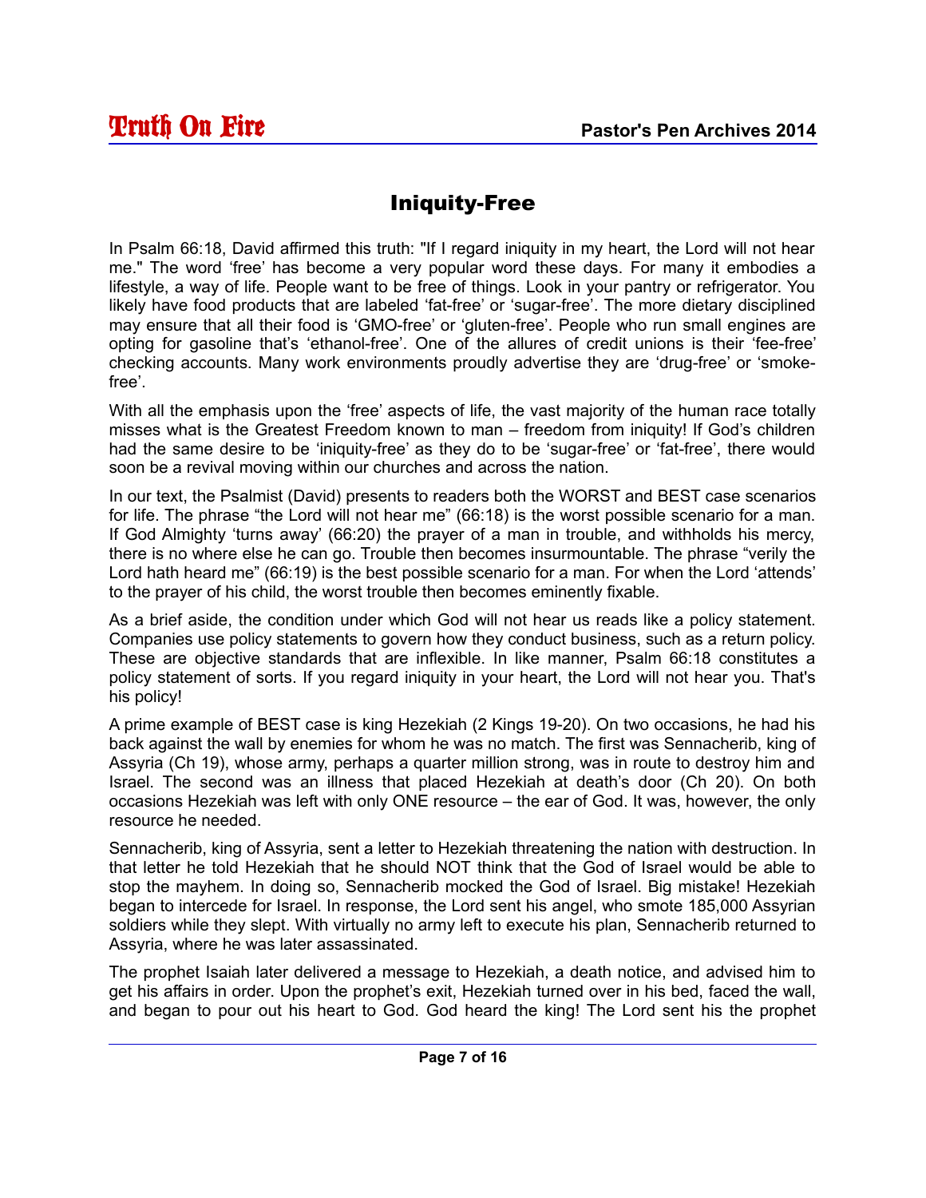# Iniquity-Free

In Psalm 66:18, David affirmed this truth: "If I regard iniquity in my heart, the Lord will not hear me." The word 'free' has become a very popular word these days. For many it embodies a lifestyle, a way of life. People want to be free of things. Look in your pantry or refrigerator. You likely have food products that are labeled 'fat-free' or 'sugar-free'. The more dietary disciplined may ensure that all their food is 'GMO-free' or 'gluten-free'. People who run small engines are opting for gasoline that's 'ethanol-free'. One of the allures of credit unions is their 'fee-free' checking accounts. Many work environments proudly advertise they are 'drug-free' or 'smoke-free'.

With all the emphasis upon the 'free' aspects of life, the vast majority of the human race totally misses what is the Greatest Freedom known to man – freedom from iniquity! If God's children had the same desire to be 'iniquity-free' as they do to be 'sugar-free' or 'fat-free', there would soon be a revival moving within our churches and across the nation.

In our text, the Psalmist (David) presents to readers both the WORST and BEST case scenarios for life. The phrase "the Lord will not hear me" (66:18) is the worst possible scenario for a man. If God Almighty 'turns away' (66:20) the prayer of a man in trouble, and withholds his mercy, there is no where else he can go. Trouble then becomes insurmountable. The phrase "verily the Lord hath heard me" (66:19) is the best possible scenario for a man. For when the Lord 'attends' to the prayer of his child, the worst trouble then becomes eminently fixable.

As a brief aside, the condition under which God will not hear us reads like a policy statement. Companies use policy statements to govern how they conduct business, such as a return policy. These are objective standards that are inflexible. In like manner, Psalm 66:18 constitutes a policy statement of sorts. If you regard iniquity in your heart, the Lord will not hear you. That's his policy!

A prime example of BEST case is king Hezekiah (2 Kings 19-20). On two occasions, he had his back against the wall by enemies for whom he was no match. The first was Sennacherib, king of Assyria (Ch 19), whose army, perhaps a quarter million strong, was in route to destroy him and Israel. The second was an illness that placed Hezekiah at death's door (Ch 20). On both occasions Hezekiah was left with only ONE resource – the ear of God. It was, however, the only resource he needed.

Sennacherib, king of Assyria, sent a letter to Hezekiah threatening the nation with destruction. In that letter he told Hezekiah that he should NOT think that the God of Israel would be able to stop the mayhem. In doing so, Sennacherib mocked the God of Israel. Big mistake! Hezekiah began to intercede for Israel. In response, the Lord sent his angel, who smote 185,000 Assyrian soldiers while they slept. With virtually no army left to execute his plan, Sennacherib returned to Assyria, where he was later assassinated.

The prophet Isaiah later delivered a message to Hezekiah, a death notice, and advised him to get his affairs in order. Upon the prophet's exit, Hezekiah turned over in his bed, faced the wall, and began to pour out his heart to God. God heard the king! The Lord sent his the prophet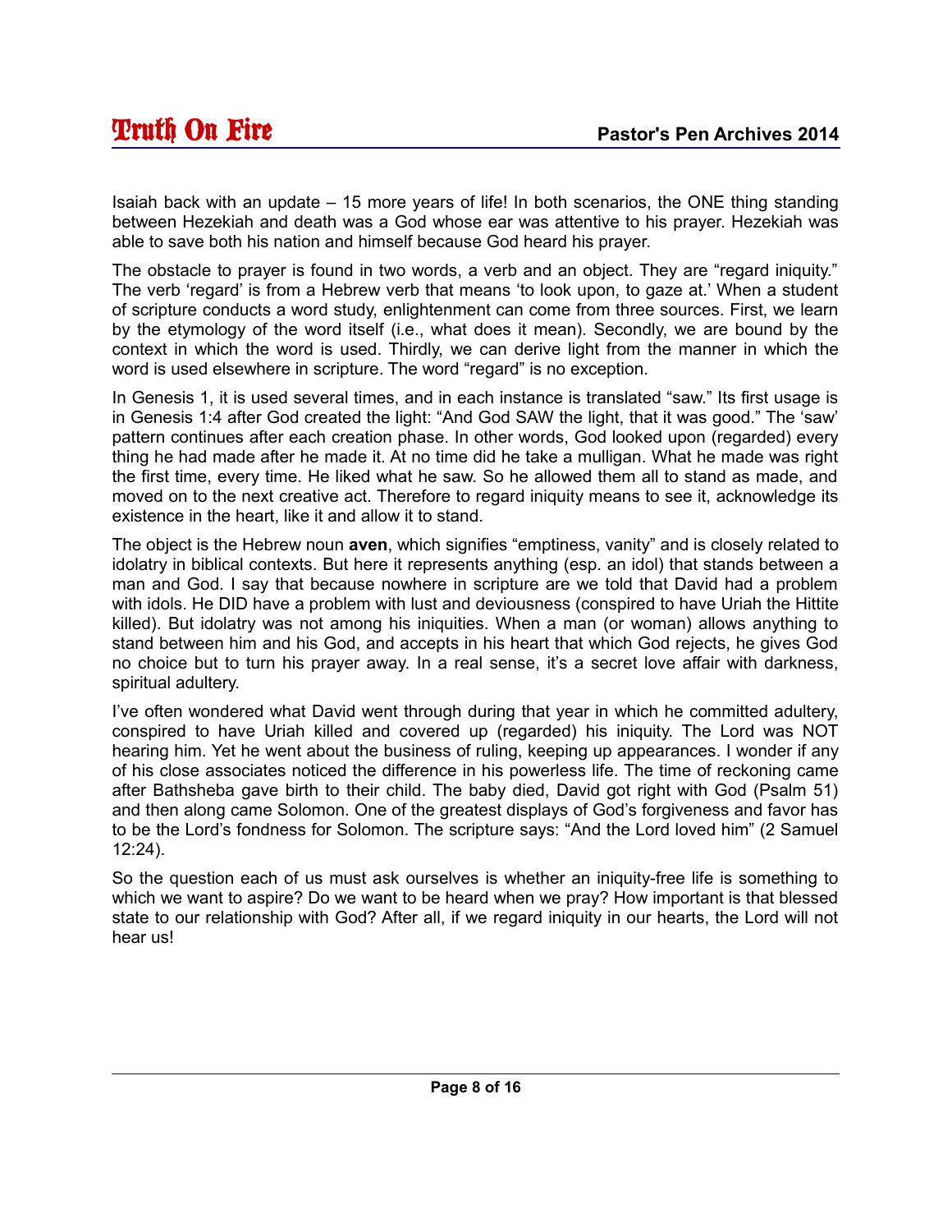Isaiah back with an update – 15 more years of life! In both scenarios, the ONE thing standing between Hezekiah and death was a God whose ear was attentive to his prayer. Hezekiah was able to save both his nation and himself because God heard his prayer.

The obstacle to prayer is found in two words, a verb and an object. They are “regard iniquity.” The verb ‘regard’ is from a Hebrew verb that means ‘to look upon, to gaze at.’ When a student of scripture conducts a word study, enlightenment can come from three sources. First, we learn by the etymology of the word itself (i.e., what does it mean). Secondly, we are bound by the context in which the word is used. Thirdly, we can derive light from the manner in which the word is used elsewhere in scripture. The word “regard” is no exception.

In Genesis 1, it is used several times, and in each instance is translated “saw.” Its first usage is in Genesis 1:4 after God created the light: “And God SAW the light, that it was good.” The ‘saw’ pattern continues after each creation phase. In other words, God looked upon (regarded) every thing he had made after he made it. At no time did he take a mulligan. What he made was right the first time, every time. He liked what he saw. So he allowed them all to stand as made, and moved on to the next creative act. Therefore to regard iniquity means to see it, acknowledge its existence in the heart, like it and allow it to stand.

The object is the Hebrew noun **aven**, which signifies “emptiness, vanity” and is closely related to idolatry in biblical contexts. But here it represents anything (esp. an idol) that stands between a man and God. I say that because nowhere in scripture are we told that David had a problem with idols. He DID have a problem with lust and deviousness (conspired to have Uriah the Hittite killed). But idolatry was not among his iniquities. When a man (or woman) allows anything to stand between him and his God, and accepts in his heart that which God rejects, he gives God no choice but to turn his prayer away. In a real sense, it’s a secret love affair with darkness, spiritual adultery.

I’ve often wondered what David went through during that year in which he committed adultery, conspired to have Uriah killed and covered up (regarded) his iniquity. The Lord was NOT hearing him. Yet he went about the business of ruling, keeping up appearances. I wonder if any of his close associates noticed the difference in his powerless life. The time of reckoning came after Bathsheba gave birth to their child. The baby died, David got right with God (Psalm 51) and then along came Solomon. One of the greatest displays of God’s forgiveness and favor has to be the Lord’s fondness for Solomon. The scripture says: “And the Lord loved him” (2 Samuel 12:24).

So the question each of us must ask ourselves is whether an iniquity-free life is something to which we want to aspire? Do we want to be heard when we pray? How important is that blessed state to our relationship with God? After all, if we regard iniquity in our hearts, the Lord will not hear us!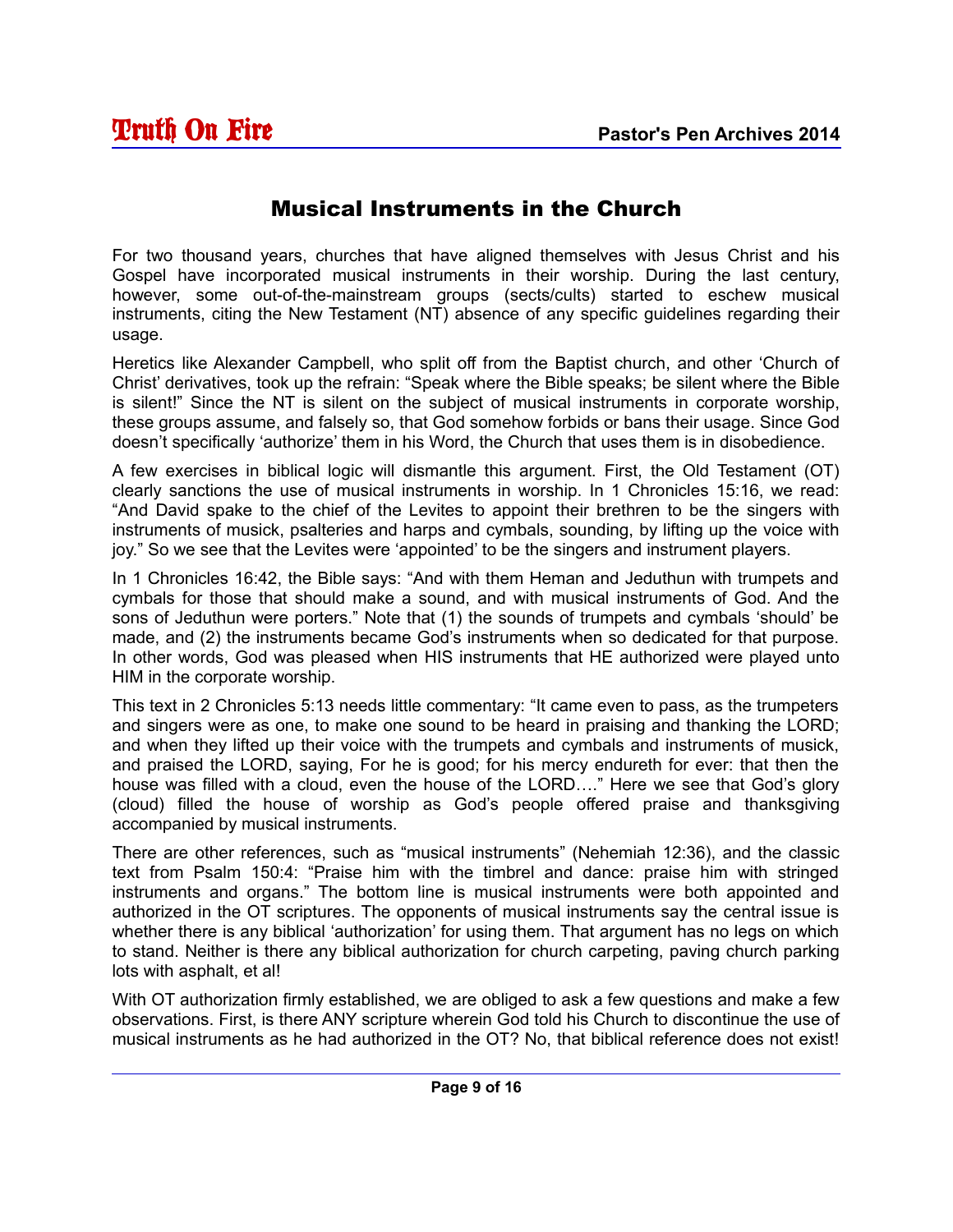## Musical Instruments in the Church

For two thousand years, churches that have aligned themselves with Jesus Christ and his Gospel have incorporated musical instruments in their worship. During the last century, however, some out-of-the-mainstream groups (sects/cults) started to eschew musical instruments, citing the New Testament (NT) absence of any specific guidelines regarding their usage.

Heretics like Alexander Campbell, who split off from the Baptist church, and other 'Church of Christ' derivatives, took up the refrain: "Speak where the Bible speaks; be silent where the Bible is silent!" Since the NT is silent on the subject of musical instruments in corporate worship, these groups assume, and falsely so, that God somehow forbids or bans their usage. Since God doesn't specifically 'authorize' them in his Word, the Church that uses them is in disobedience.

A few exercises in biblical logic will dismantle this argument. First, the Old Testament (OT) clearly sanctions the use of musical instruments in worship. In 1 Chronicles 15:16, we read: "And David spake to the chief of the Levites to appoint their brethren to be the singers with instruments of musick, psalteries and harps and cymbals, sounding, by lifting up the voice with joy." So we see that the Levites were 'appointed' to be the singers and instrument players.

In 1 Chronicles 16:42, the Bible says: "And with them Heman and Jeduthun with trumpets and cymbals for those that should make a sound, and with musical instruments of God. And the sons of Jeduthun were porters." Note that (1) the sounds of trumpets and cymbals 'should' be made, and (2) the instruments became God's instruments when so dedicated for that purpose. In other words, God was pleased when HIS instruments that HE authorized were played unto HIM in the corporate worship.

This text in 2 Chronicles 5:13 needs little commentary: "It came even to pass, as the trumpeters and singers were as one, to make one sound to be heard in praising and thanking the LORD; and when they lifted up their voice with the trumpets and cymbals and instruments of musick, and praised the LORD, saying, For he is good; for his mercy endureth for ever: that then the house was filled with a cloud, even the house of the LORD…." Here we see that God's glory (cloud) filled the house of worship as God's people offered praise and thanksgiving accompanied by musical instruments.

There are other references, such as "musical instruments" (Nehemiah 12:36), and the classic text from Psalm 150:4: "Praise him with the timbrel and dance: praise him with stringed instruments and organs." The bottom line is musical instruments were both appointed and authorized in the OT scriptures. The opponents of musical instruments say the central issue is whether there is any biblical 'authorization' for using them. That argument has no legs on which to stand. Neither is there any biblical authorization for church carpeting, paving church parking lots with asphalt, et al!

With OT authorization firmly established, we are obliged to ask a few questions and make a few observations. First, is there ANY scripture wherein God told his Church to discontinue the use of musical instruments as he had authorized in the OT? No, that biblical reference does not exist!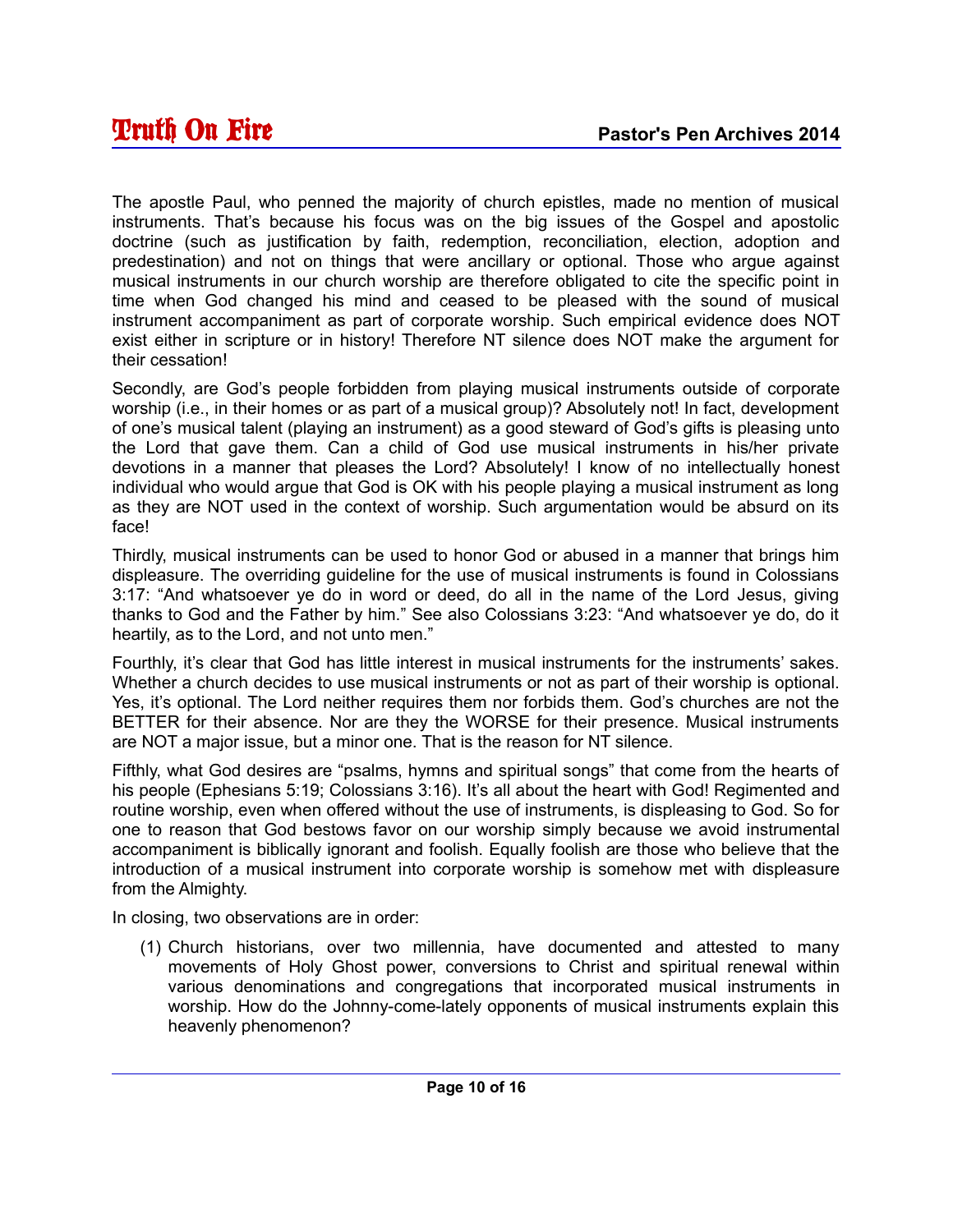The apostle Paul, who penned the majority of church epistles, made no mention of musical instruments. That's because his focus was on the big issues of the Gospel and apostolic doctrine (such as justification by faith, redemption, reconciliation, election, adoption and predestination) and not on things that were ancillary or optional. Those who argue against musical instruments in our church worship are therefore obligated to cite the specific point in time when God changed his mind and ceased to be pleased with the sound of musical instrument accompaniment as part of corporate worship. Such empirical evidence does NOT exist either in scripture or in history! Therefore NT silence does NOT make the argument for their cessation!

Secondly, are God's people forbidden from playing musical instruments outside of corporate worship (i.e., in their homes or as part of a musical group)? Absolutely not! In fact, development of one's musical talent (playing an instrument) as a good steward of God's gifts is pleasing unto the Lord that gave them. Can a child of God use musical instruments in his/her private devotions in a manner that pleases the Lord? Absolutely! I know of no intellectually honest individual who would argue that God is OK with his people playing a musical instrument as long as they are NOT used in the context of worship. Such argumentation would be absurd on its face!

Thirdly, musical instruments can be used to honor God or abused in a manner that brings him displeasure. The overriding guideline for the use of musical instruments is found in Colossians 3:17: "And whatsoever ye do in word or deed, do all in the name of the Lord Jesus, giving thanks to God and the Father by him." See also Colossians 3:23: "And whatsoever ye do, do it heartily, as to the Lord, and not unto men."

Fourthly, it's clear that God has little interest in musical instruments for the instruments' sakes. Whether a church decides to use musical instruments or not as part of their worship is optional. Yes, it's optional. The Lord neither requires them nor forbids them. God's churches are not the BETTER for their absence. Nor are they the WORSE for their presence. Musical instruments are NOT a major issue, but a minor one. That is the reason for NT silence.

Fifthly, what God desires are "psalms, hymns and spiritual songs" that come from the hearts of his people (Ephesians 5:19; Colossians 3:16). It's all about the heart with God! Regimented and routine worship, even when offered without the use of instruments, is displeasing to God. So for one to reason that God bestows favor on our worship simply because we avoid instrumental accompaniment is biblically ignorant and foolish. Equally foolish are those who believe that the introduction of a musical instrument into corporate worship is somehow met with displeasure from the Almighty.

In closing, two observations are in order:

(1) Church historians, over two millennia, have documented and attested to many movements of Holy Ghost power, conversions to Christ and spiritual renewal within various denominations and congregations that incorporated musical instruments in worship. How do the Johnny-come-lately opponents of musical instruments explain this heavenly phenomenon?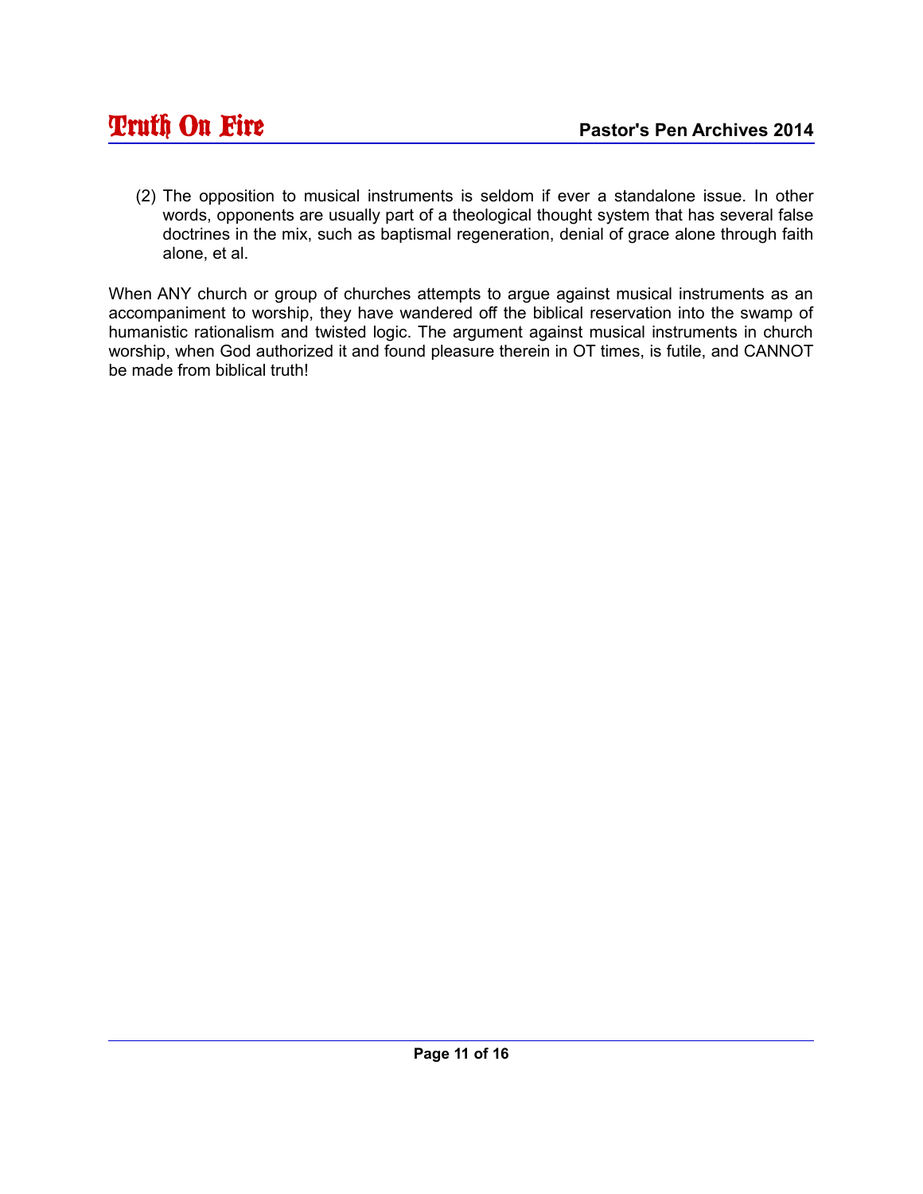(2) The opposition to musical instruments is seldom if ever a standalone issue. In other words, opponents are usually part of a theological thought system that has several false doctrines in the mix, such as baptismal regeneration, denial of grace alone through faith alone, et al.

When ANY church or group of churches attempts to argue against musical instruments as an accompaniment to worship, they have wandered off the biblical reservation into the swamp of humanistic rationalism and twisted logic. The argument against musical instruments in church worship, when God authorized it and found pleasure therein in OT times, is futile, and CANNOT be made from biblical truth!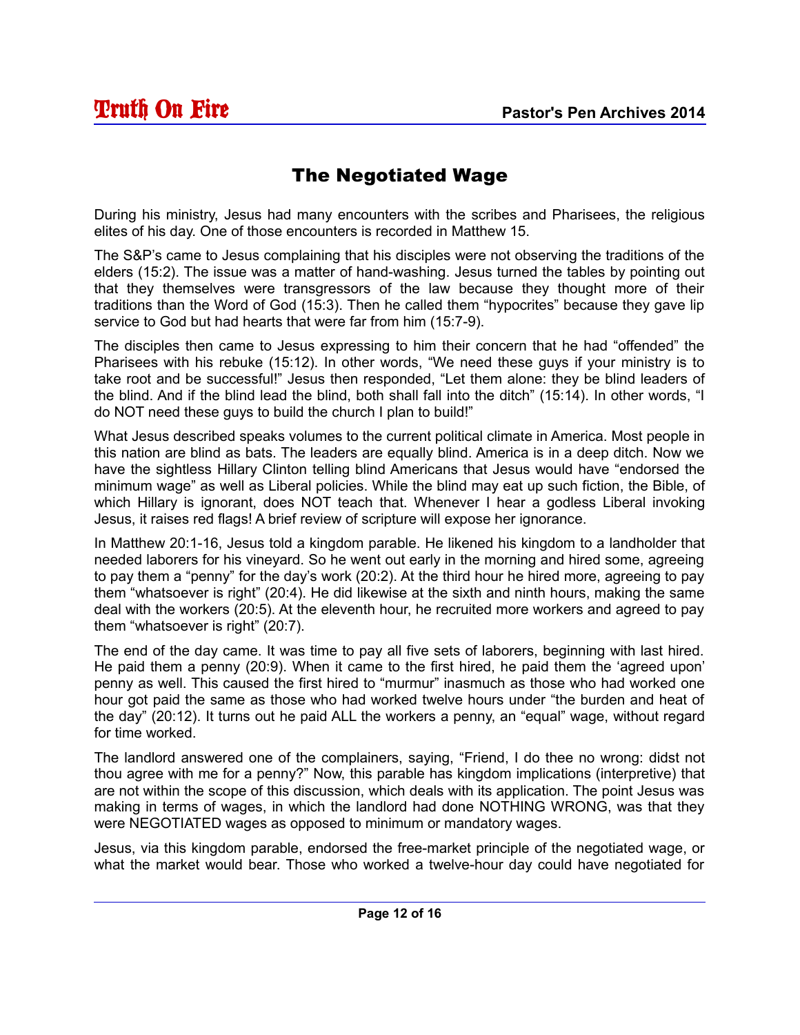# The Negotiated Wage

During his ministry, Jesus had many encounters with the scribes and Pharisees, the religious elites of his day. One of those encounters is recorded in Matthew 15.

The S&P's came to Jesus complaining that his disciples were not observing the traditions of the elders (15:2). The issue was a matter of hand-washing. Jesus turned the tables by pointing out that they themselves were transgressors of the law because they thought more of their traditions than the Word of God (15:3). Then he called them "hypocrites" because they gave lip service to God but had hearts that were far from him (15:7-9).

The disciples then came to Jesus expressing to him their concern that he had "offended" the Pharisees with his rebuke (15:12). In other words, "We need these guys if your ministry is to take root and be successful!" Jesus then responded, "Let them alone: they be blind leaders of the blind. And if the blind lead the blind, both shall fall into the ditch" (15:14). In other words, "I do NOT need these guys to build the church I plan to build!"

What Jesus described speaks volumes to the current political climate in America. Most people in this nation are blind as bats. The leaders are equally blind. America is in a deep ditch. Now we have the sightless Hillary Clinton telling blind Americans that Jesus would have "endorsed the minimum wage" as well as Liberal policies. While the blind may eat up such fiction, the Bible, of which Hillary is ignorant, does NOT teach that. Whenever I hear a godless Liberal invoking Jesus, it raises red flags! A brief review of scripture will expose her ignorance.

In Matthew 20:1-16, Jesus told a kingdom parable. He likened his kingdom to a landholder that needed laborers for his vineyard. So he went out early in the morning and hired some, agreeing to pay them a "penny" for the day's work (20:2). At the third hour he hired more, agreeing to pay them "whatsoever is right" (20:4). He did likewise at the sixth and ninth hours, making the same deal with the workers (20:5). At the eleventh hour, he recruited more workers and agreed to pay them "whatsoever is right" (20:7).

The end of the day came. It was time to pay all five sets of laborers, beginning with last hired. He paid them a penny (20:9). When it came to the first hired, he paid them the 'agreed upon' penny as well. This caused the first hired to "murmur" inasmuch as those who had worked one hour got paid the same as those who had worked twelve hours under "the burden and heat of the day" (20:12). It turns out he paid ALL the workers a penny, an "equal" wage, without regard for time worked.

The landlord answered one of the complainers, saying, "Friend, I do thee no wrong: didst not thou agree with me for a penny?" Now, this parable has kingdom implications (interpretive) that are not within the scope of this discussion, which deals with its application. The point Jesus was making in terms of wages, in which the landlord had done NOTHING WRONG, was that they were NEGOTIATED wages as opposed to minimum or mandatory wages.

Jesus, via this kingdom parable, endorsed the free-market principle of the negotiated wage, or what the market would bear. Those who worked a twelve-hour day could have negotiated for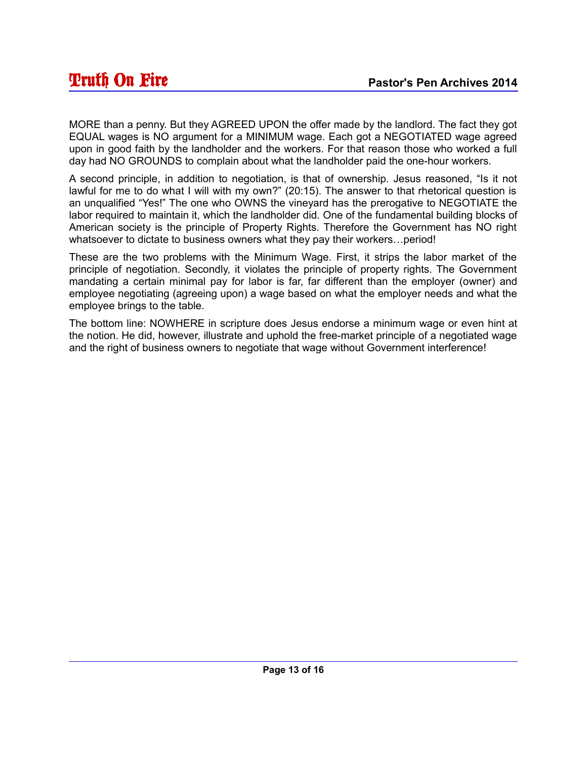MORE than a penny. But they AGREED UPON the offer made by the landlord. The fact they got EQUAL wages is NO argument for a MINIMUM wage. Each got a NEGOTIATED wage agreed upon in good faith by the landholder and the workers. For that reason those who worked a full day had NO GROUNDS to complain about what the landholder paid the one-hour workers.

A second principle, in addition to negotiation, is that of ownership. Jesus reasoned, “Is it not lawful for me to do what I will with my own?” (20:15). The answer to that rhetorical question is an unqualified “Yes!” The one who OWNS the vineyard has the prerogative to NEGOTIATE the labor required to maintain it, which the landholder did. One of the fundamental building blocks of American society is the principle of Property Rights. Therefore the Government has NO right whatsoever to dictate to business owners what they pay their workers…period!

These are the two problems with the Minimum Wage. First, it strips the labor market of the principle of negotiation. Secondly, it violates the principle of property rights. The Government mandating a certain minimal pay for labor is far, far different than the employer (owner) and employee negotiating (agreeing upon) a wage based on what the employer needs and what the employee brings to the table.

The bottom line: NOWHERE in scripture does Jesus endorse a minimum wage or even hint at the notion. He did, however, illustrate and uphold the free-market principle of a negotiated wage and the right of business owners to negotiate that wage without Government interference!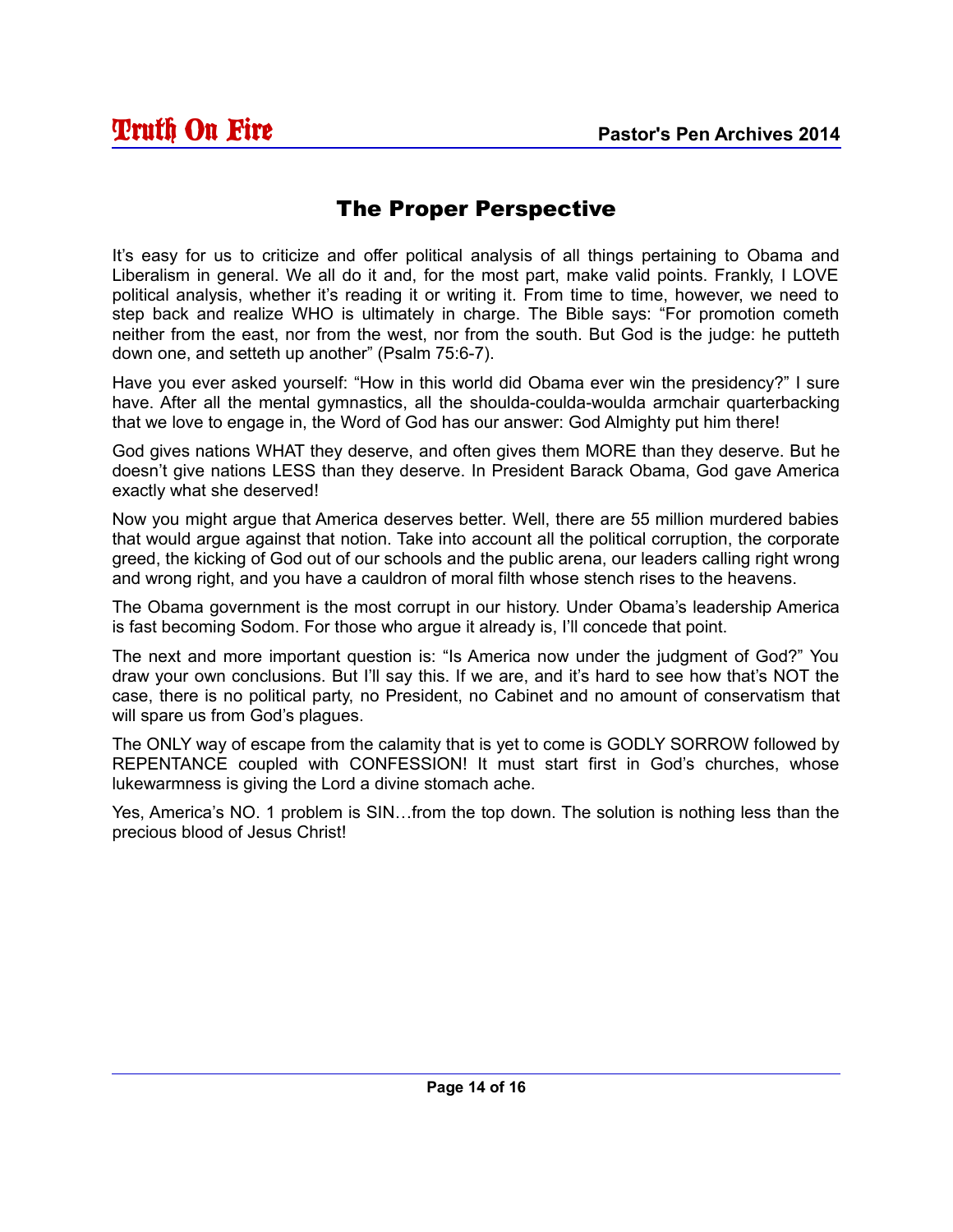# The Proper Perspective

It's easy for us to criticize and offer political analysis of all things pertaining to Obama and Liberalism in general. We all do it and, for the most part, make valid points. Frankly, I LOVE political analysis, whether it's reading it or writing it. From time to time, however, we need to step back and realize WHO is ultimately in charge. The Bible says: "For promotion cometh neither from the east, nor from the west, nor from the south. But God is the judge: he putteth down one, and setteth up another" (Psalm 75:6-7).

Have you ever asked yourself: "How in this world did Obama ever win the presidency?" I sure have. After all the mental gymnastics, all the shoulda-coulda-woulda armchair quarterbacking that we love to engage in, the Word of God has our answer: God Almighty put him there!

God gives nations WHAT they deserve, and often gives them MORE than they deserve. But he doesn't give nations LESS than they deserve. In President Barack Obama, God gave America exactly what she deserved!

Now you might argue that America deserves better. Well, there are 55 million murdered babies that would argue against that notion. Take into account all the political corruption, the corporate greed, the kicking of God out of our schools and the public arena, our leaders calling right wrong and wrong right, and you have a cauldron of moral filth whose stench rises to the heavens.

The Obama government is the most corrupt in our history. Under Obama's leadership America is fast becoming Sodom. For those who argue it already is, I'll concede that point.

The next and more important question is: "Is America now under the judgment of God?" You draw your own conclusions. But I'll say this. If we are, and it's hard to see how that's NOT the case, there is no political party, no President, no Cabinet and no amount of conservatism that will spare us from God's plagues.

The ONLY way of escape from the calamity that is yet to come is GODLY SORROW followed by REPENTANCE coupled with CONFESSION! It must start first in God's churches, whose lukewarmness is giving the Lord a divine stomach ache.

Yes, America's NO. 1 problem is SIN…from the top down. The solution is nothing less than the precious blood of Jesus Christ!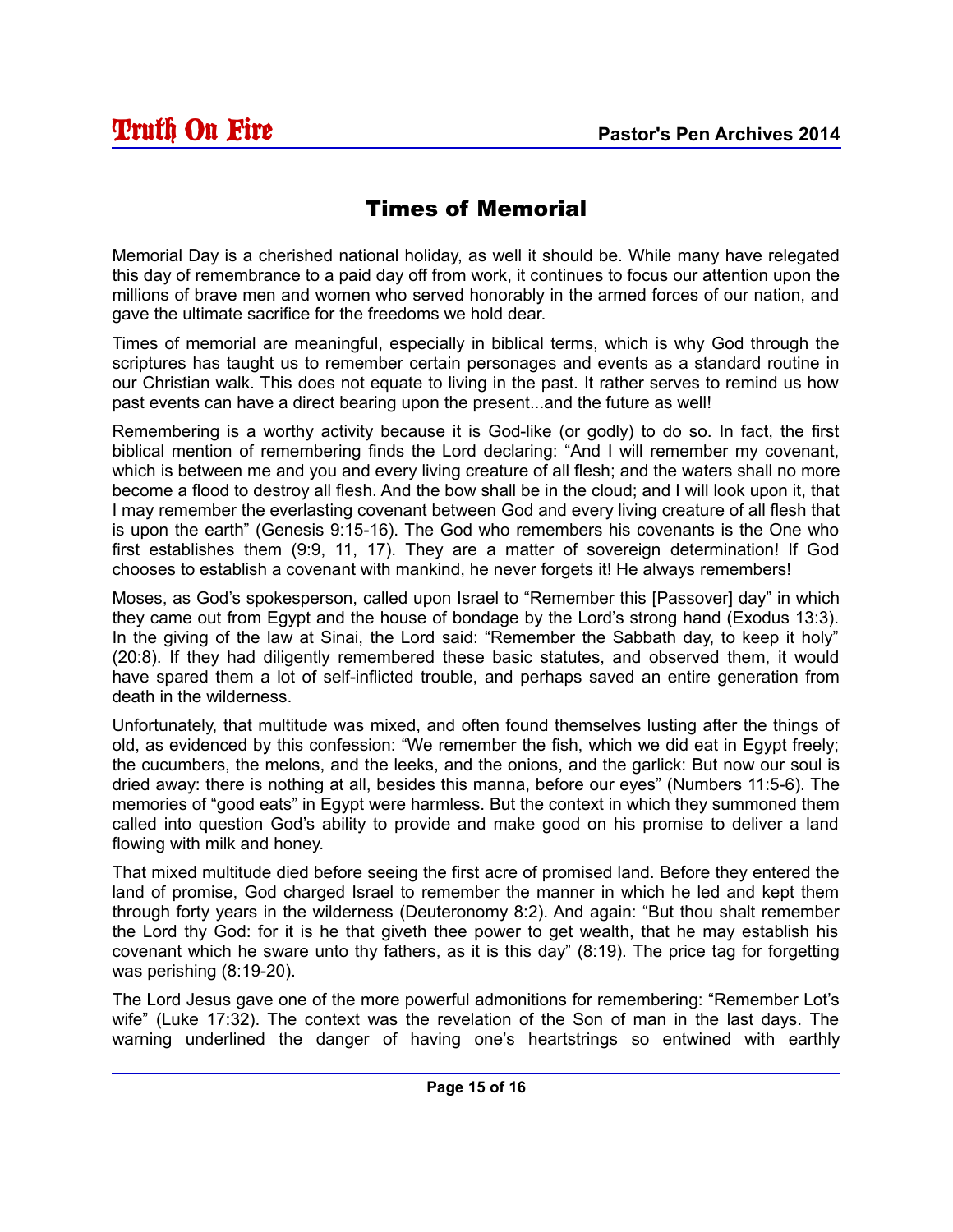# Times of Memorial

Memorial Day is a cherished national holiday, as well it should be. While many have relegated this day of remembrance to a paid day off from work, it continues to focus our attention upon the millions of brave men and women who served honorably in the armed forces of our nation, and gave the ultimate sacrifice for the freedoms we hold dear.

Times of memorial are meaningful, especially in biblical terms, which is why God through the scriptures has taught us to remember certain personages and events as a standard routine in our Christian walk. This does not equate to living in the past. It rather serves to remind us how past events can have a direct bearing upon the present...and the future as well!

Remembering is a worthy activity because it is God-like (or godly) to do so. In fact, the first biblical mention of remembering finds the Lord declaring: "And I will remember my covenant, which is between me and you and every living creature of all flesh; and the waters shall no more become a flood to destroy all flesh. And the bow shall be in the cloud; and I will look upon it, that I may remember the everlasting covenant between God and every living creature of all flesh that is upon the earth" (Genesis 9:15-16). The God who remembers his covenants is the One who first establishes them (9:9, 11, 17). They are a matter of sovereign determination! If God chooses to establish a covenant with mankind, he never forgets it! He always remembers!

Moses, as God's spokesperson, called upon Israel to "Remember this [Passover] day" in which they came out from Egypt and the house of bondage by the Lord's strong hand (Exodus 13:3). In the giving of the law at Sinai, the Lord said: "Remember the Sabbath day, to keep it holy" (20:8). If they had diligently remembered these basic statutes, and observed them, it would have spared them a lot of self-inflicted trouble, and perhaps saved an entire generation from death in the wilderness.

Unfortunately, that multitude was mixed, and often found themselves lusting after the things of old, as evidenced by this confession: "We remember the fish, which we did eat in Egypt freely; the cucumbers, the melons, and the leeks, and the onions, and the garlick: But now our soul is dried away: there is nothing at all, besides this manna, before our eyes" (Numbers 11:5-6). The memories of "good eats" in Egypt were harmless. But the context in which they summoned them called into question God's ability to provide and make good on his promise to deliver a land flowing with milk and honey.

That mixed multitude died before seeing the first acre of promised land. Before they entered the land of promise, God charged Israel to remember the manner in which he led and kept them through forty years in the wilderness (Deuteronomy 8:2). And again: "But thou shalt remember the Lord thy God: for it is he that giveth thee power to get wealth, that he may establish his covenant which he sware unto thy fathers, as it is this day" (8:19). The price tag for forgetting was perishing (8:19-20).

The Lord Jesus gave one of the more powerful admonitions for remembering: "Remember Lot's wife" (Luke 17:32). The context was the revelation of the Son of man in the last days. The warning underlined the danger of having one's heartstrings so entwined with earthly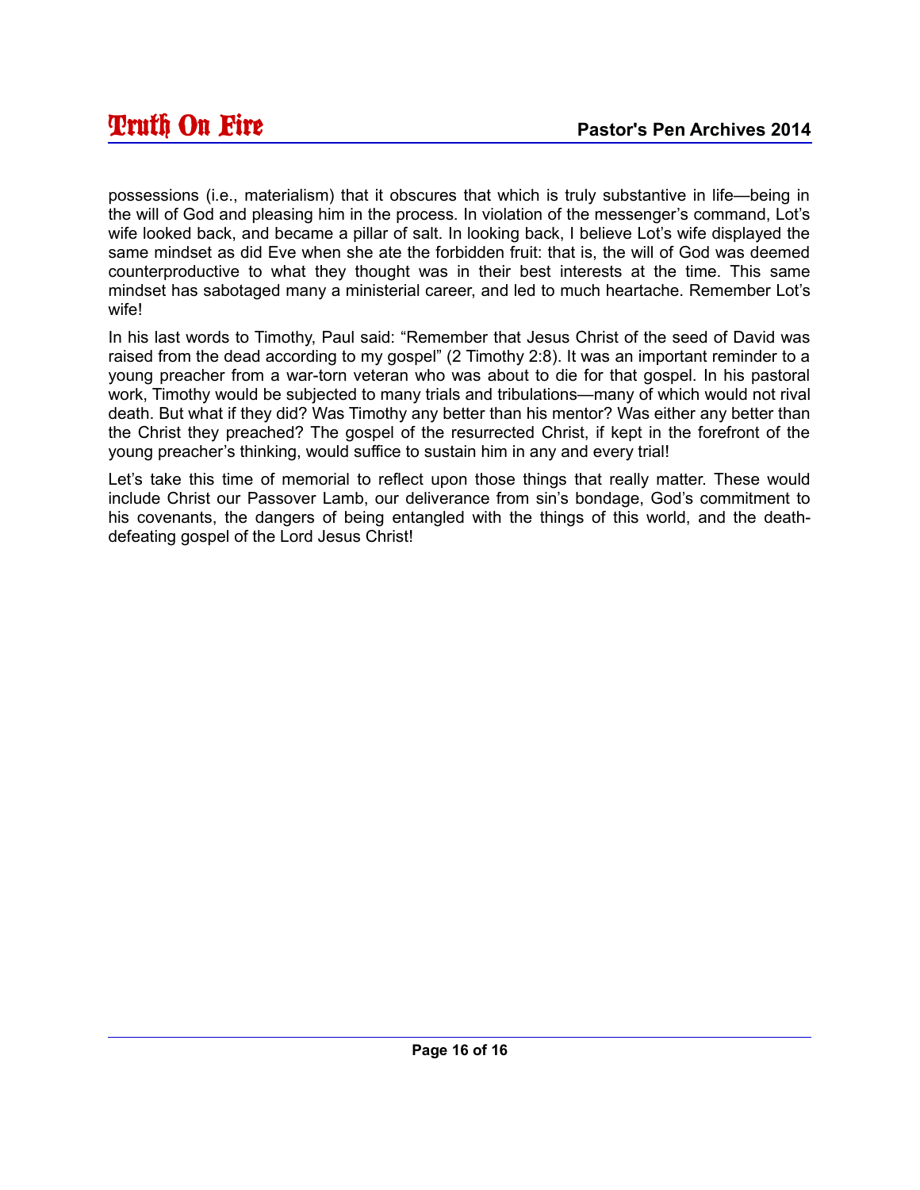possessions (i.e., materialism) that it obscures that which is truly substantive in life—being in the will of God and pleasing him in the process. In violation of the messenger's command, Lot's wife looked back, and became a pillar of salt. In looking back, I believe Lot's wife displayed the same mindset as did Eve when she ate the forbidden fruit: that is, the will of God was deemed counterproductive to what they thought was in their best interests at the time. This same mindset has sabotaged many a ministerial career, and led to much heartache. Remember Lot's wife!

In his last words to Timothy, Paul said: "Remember that Jesus Christ of the seed of David was raised from the dead according to my gospel" (2 Timothy 2:8). It was an important reminder to a young preacher from a war-torn veteran who was about to die for that gospel. In his pastoral work, Timothy would be subjected to many trials and tribulations—many of which would not rival death. But what if they did? Was Timothy any better than his mentor? Was either any better than the Christ they preached? The gospel of the resurrected Christ, if kept in the forefront of the young preacher's thinking, would suffice to sustain him in any and every trial!

Let's take this time of memorial to reflect upon those things that really matter. These would include Christ our Passover Lamb, our deliverance from sin's bondage, God's commitment to his covenants, the dangers of being entangled with the things of this world, and the death-defeating gospel of the Lord Jesus Christ!